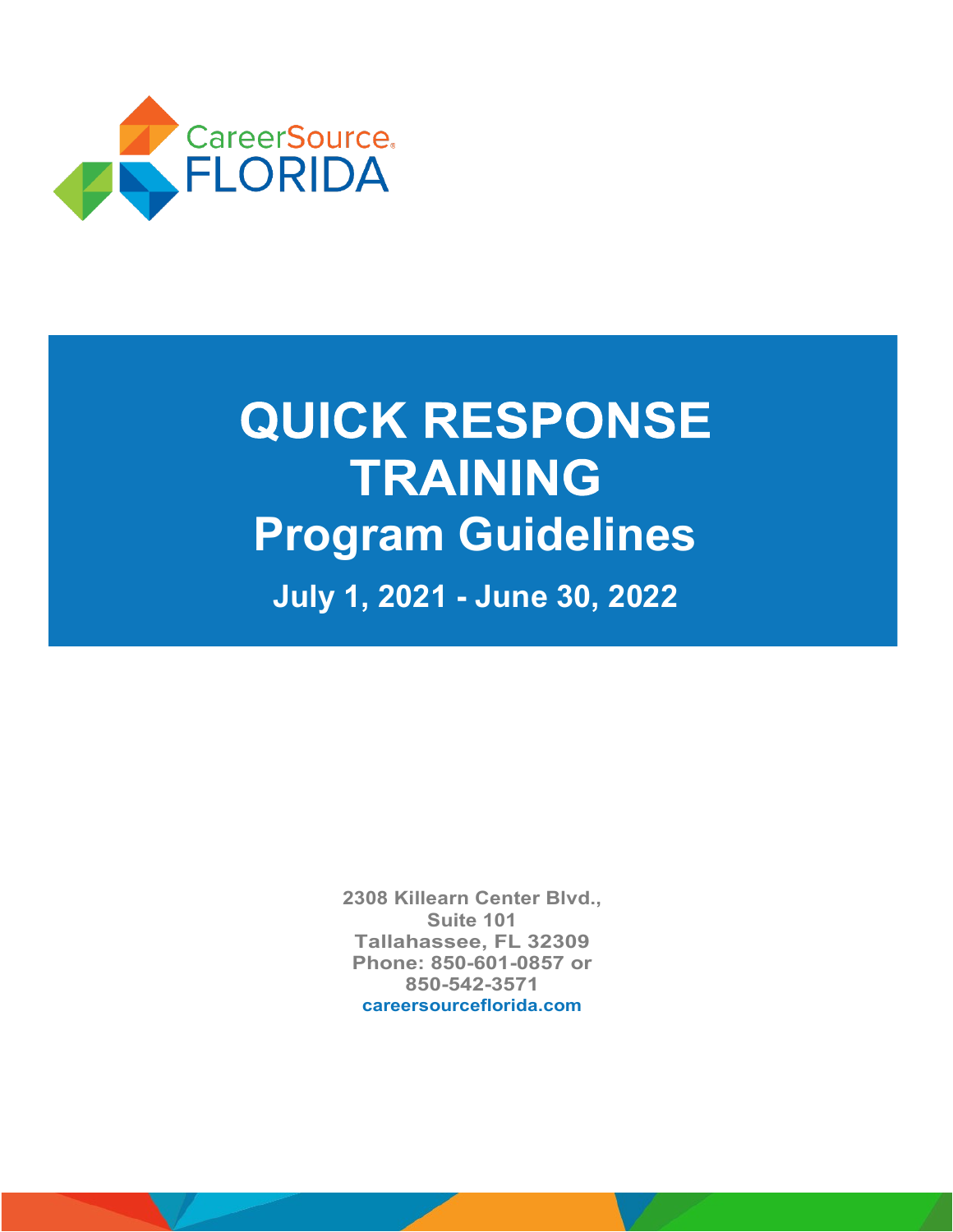CareerSource FLORIDA

# QUICK RESPONSE TRAINING

## Program Guidelines

**July 1, 2021 - June 30, 2022**

**2308 Killearn Center Blvd.,**
**Suite 101**
**Tallahassee, FL 32309**
**Phone: 850-601-0857 or**
**850-542-3571**
**careersourceflorida.com**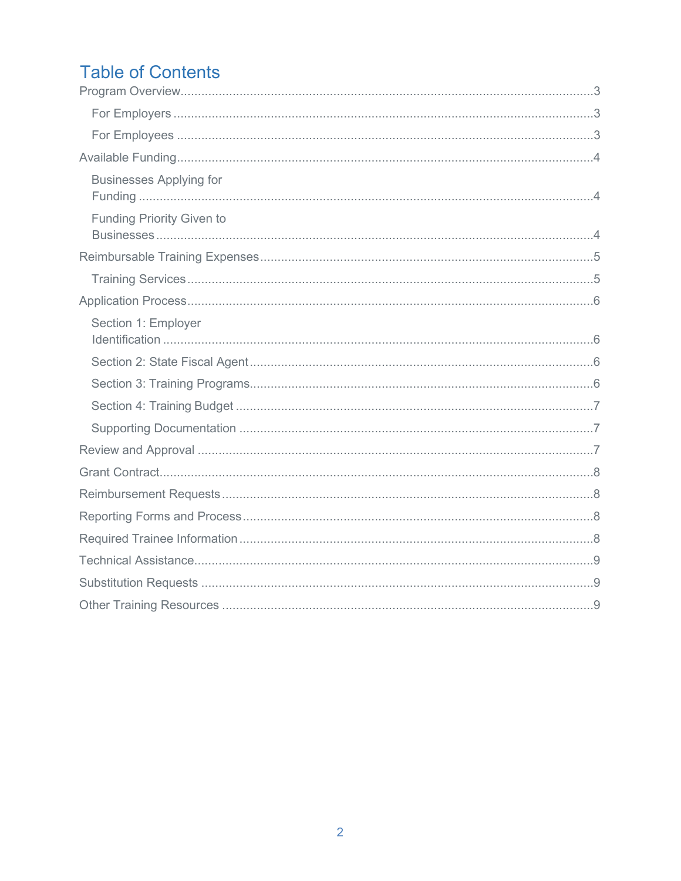# Table of Contents

- Program Overview .......... 3
  - For Employers .......... 3
  - For Employees .......... 3
- Available Funding .......... 4
  - Businesses Applying for Funding .......... 4
  - Funding Priority Given to Businesses .......... 4
- Reimbursable Training Expenses .......... 5
  - Training Services .......... 5
- Application Process .......... 6
  - Section 1: Employer Identification .......... 6
  - Section 2: State Fiscal Agent .......... 6
  - Section 3: Training Programs .......... 6
  - Section 4: Training Budget .......... 7
  - Supporting Documentation .......... 7
- Review and Approval .......... 7
- Grant Contract .......... 8
- Reimbursement Requests .......... 8
- Reporting Forms and Process .......... 8
- Required Trainee Information .......... 8
- Technical Assistance .......... 9
- Substitution Requests .......... 9
- Other Training Resources .......... 9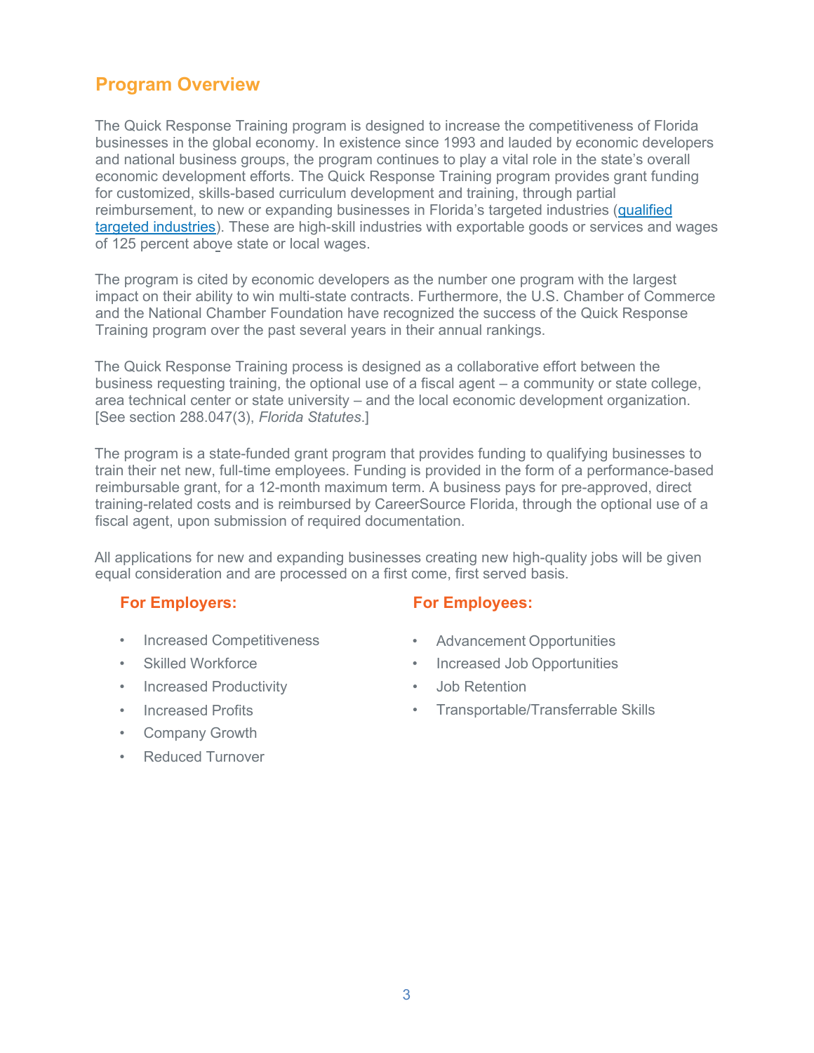## Program Overview

The Quick Response Training program is designed to increase the competitiveness of Florida businesses in the global economy. In existence since 1993 and lauded by economic developers and national business groups, the program continues to play a vital role in the state's overall economic development efforts. The Quick Response Training program provides grant funding for customized, skills-based curriculum development and training, through partial reimbursement, to new or expanding businesses in Florida's targeted industries (qualified targeted industries). These are high-skill industries with exportable goods or services and wages of 125 percent above state or local wages.

The program is cited by economic developers as the number one program with the largest impact on their ability to win multi-state contracts. Furthermore, the U.S. Chamber of Commerce and the National Chamber Foundation have recognized the success of the Quick Response Training program over the past several years in their annual rankings.

The Quick Response Training process is designed as a collaborative effort between the business requesting training, the optional use of a fiscal agent – a community or state college, area technical center or state university – and the local economic development organization. [See section 288.047(3), *Florida Statutes*.]

The program is a state-funded grant program that provides funding to qualifying businesses to train their net new, full-time employees. Funding is provided in the form of a performance-based reimbursable grant, for a 12-month maximum term. A business pays for pre-approved, direct training-related costs and is reimbursed by CareerSource Florida, through the optional use of a fiscal agent, upon submission of required documentation.

All applications for new and expanding businesses creating new high-quality jobs will be given equal consideration and are processed on a first come, first served basis.

### For Employers:

- Increased Competitiveness
- Skilled Workforce
- Increased Productivity
- Increased Profits
- Company Growth
- Reduced Turnover

### For Employees:

- Advancement Opportunities
- Increased Job Opportunities
- Job Retention
- Transportable/Transferrable Skills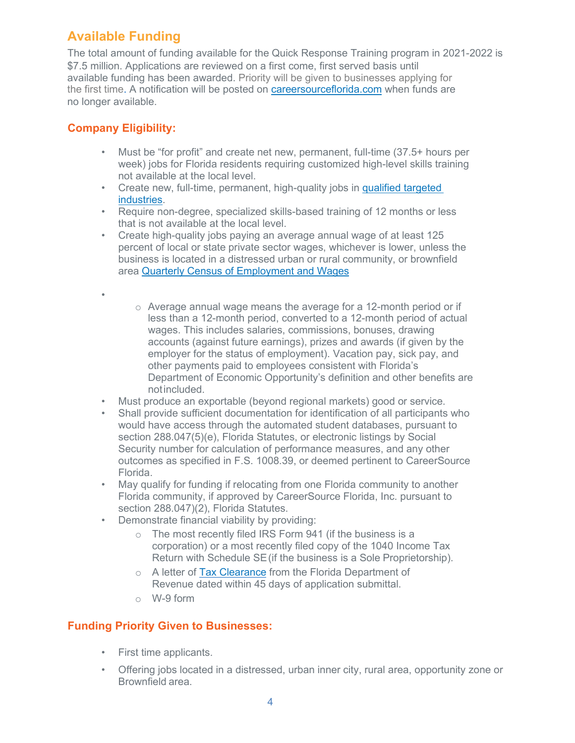## Available Funding

The total amount of funding available for the Quick Response Training program in 2021-2022 is $7.5 million. Applications are reviewed on a first come, first served basis until available funding has been awarded. Priority will be given to businesses applying for the first time. A notification will be posted on [careersourceflorida.com](careersourceflorida.com) when funds are no longer available.

### Company Eligibility:

- Must be "for profit" and create net new, permanent, full-time (37.5+ hours per week) jobs for Florida residents requiring customized high-level skills training not available at the local level.
- Create new, full-time, permanent, high-quality jobs in qualified targeted industries.
- Require non-degree, specialized skills-based training of 12 months or less that is not available at the local level.
- Create high-quality jobs paying an average annual wage of at least 125 percent of local or state private sector wages, whichever is lower, unless the business is located in a distressed urban or rural community, or brownfield area Quarterly Census of Employment and Wages
-
    - Average annual wage means the average for a 12-month period or if less than a 12-month period, converted to a 12-month period of actual wages. This includes salaries, commissions, bonuses, drawing accounts (against future earnings), prizes and awards (if given by the employer for the status of employment). Vacation pay, sick pay, and other payments paid to employees consistent with Florida's Department of Economic Opportunity's definition and other benefits are not included.
- Must produce an exportable (beyond regional markets) good or service.
- Shall provide sufficient documentation for identification of all participants who would have access through the automated student databases, pursuant to section 288.047(5)(e), Florida Statutes, or electronic listings by Social Security number for calculation of performance measures, and any other outcomes as specified in F.S. 1008.39, or deemed pertinent to CareerSource Florida.
- May qualify for funding if relocating from one Florida community to another Florida community, if approved by CareerSource Florida, Inc. pursuant to section 288.047)(2), Florida Statutes.
- Demonstrate financial viability by providing:
    - The most recently filed IRS Form 941 (if the business is a corporation) or a most recently filed copy of the 1040 Income Tax Return with Schedule SE (if the business is a Sole Proprietorship).
    - A letter of Tax Clearance from the Florida Department of Revenue dated within 45 days of application submittal.
    - W-9 form

### Funding Priority Given to Businesses:

- First time applicants.
- Offering jobs located in a distressed, urban inner city, rural area, opportunity zone or Brownfield area.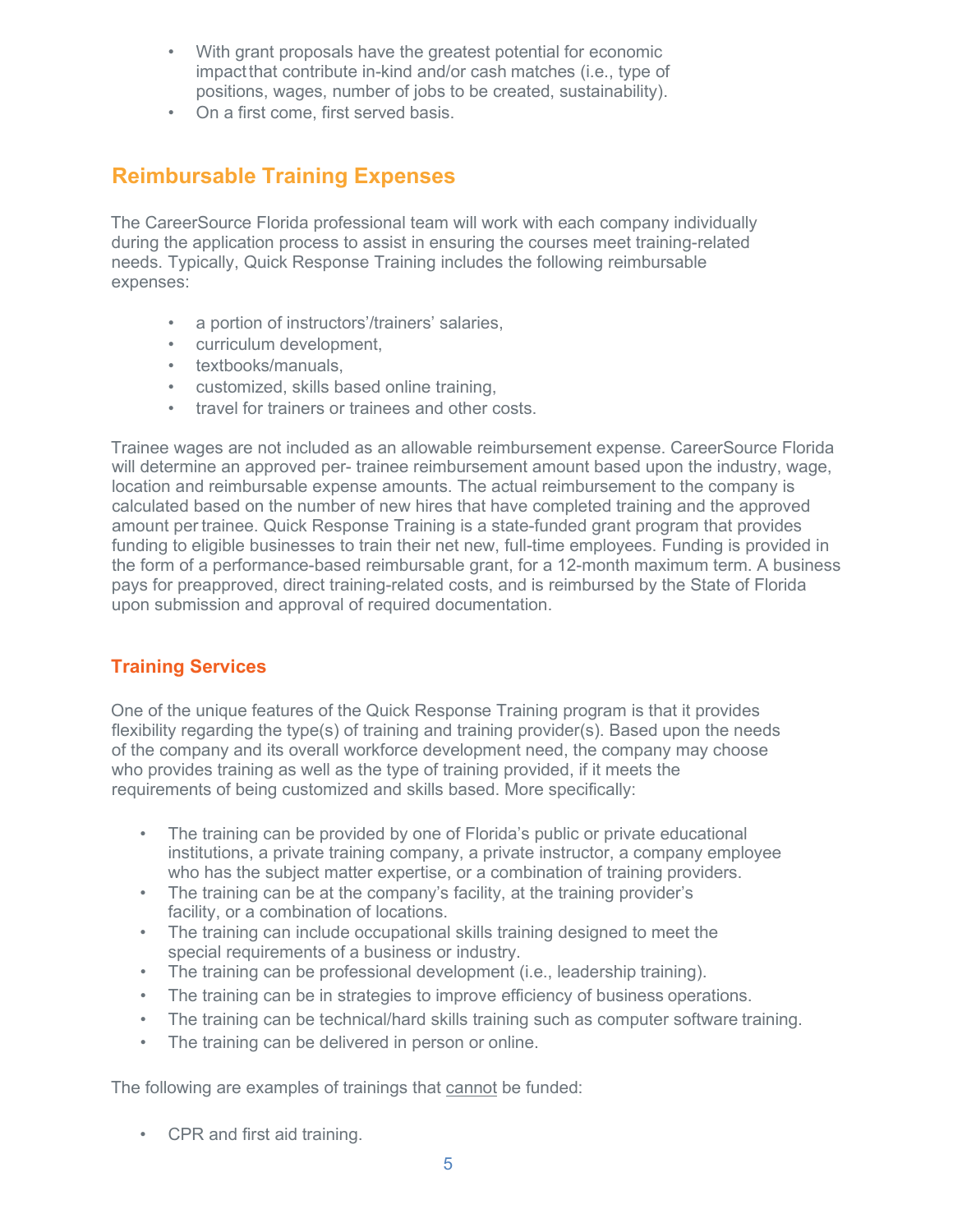- With grant proposals have the greatest potential for economic impact that contribute in-kind and/or cash matches (i.e., type of positions, wages, number of jobs to be created, sustainability).
- On a first come, first served basis.

## Reimbursable Training Expenses

The CareerSource Florida professional team will work with each company individually during the application process to assist in ensuring the courses meet training-related needs. Typically, Quick Response Training includes the following reimbursable expenses:

- a portion of instructors'/trainers' salaries,
- curriculum development,
- textbooks/manuals,
- customized, skills based online training,
- travel for trainers or trainees and other costs.

Trainee wages are not included as an allowable reimbursement expense. CareerSource Florida will determine an approved per- trainee reimbursement amount based upon the industry, wage, location and reimbursable expense amounts. The actual reimbursement to the company is calculated based on the number of new hires that have completed training and the approved amount per trainee. Quick Response Training is a state-funded grant program that provides funding to eligible businesses to train their net new, full-time employees. Funding is provided in the form of a performance-based reimbursable grant, for a 12-month maximum term. A business pays for preapproved, direct training-related costs, and is reimbursed by the State of Florida upon submission and approval of required documentation.

### Training Services

One of the unique features of the Quick Response Training program is that it provides flexibility regarding the type(s) of training and training provider(s). Based upon the needs of the company and its overall workforce development need, the company may choose who provides training as well as the type of training provided, if it meets the requirements of being customized and skills based. More specifically:

- The training can be provided by one of Florida's public or private educational institutions, a private training company, a private instructor, a company employee who has the subject matter expertise, or a combination of training providers.
- The training can be at the company's facility, at the training provider's facility, or a combination of locations.
- The training can include occupational skills training designed to meet the special requirements of a business or industry.
- The training can be professional development (i.e., leadership training).
- The training can be in strategies to improve efficiency of business operations.
- The training can be technical/hard skills training such as computer software training.
- The training can be delivered in person or online.

The following are examples of trainings that cannot be funded:

- CPR and first aid training.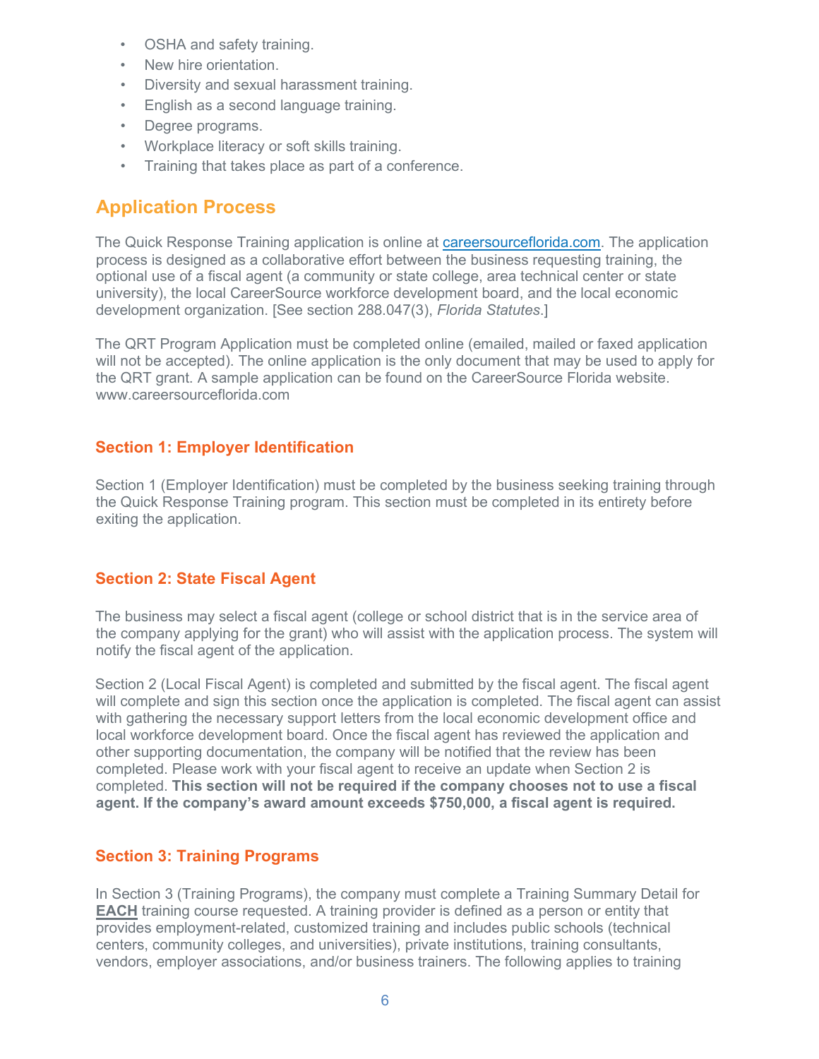- OSHA and safety training.
- New hire orientation.
- Diversity and sexual harassment training.
- English as a second language training.
- Degree programs.
- Workplace literacy or soft skills training.
- Training that takes place as part of a conference.

## Application Process

The Quick Response Training application is online at [careersourceflorida.com](careersourceflorida.com). The application process is designed as a collaborative effort between the business requesting training, the optional use of a fiscal agent (a community or state college, area technical center or state university), the local CareerSource workforce development board, and the local economic development organization. [See section 288.047(3), *Florida Statutes*.]

The QRT Program Application must be completed online (emailed, mailed or faxed application will not be accepted). The online application is the only document that may be used to apply for the QRT grant. A sample application can be found on the CareerSource Florida website. www.careersourceflorida.com

### Section 1: Employer Identification

Section 1 (Employer Identification) must be completed by the business seeking training through the Quick Response Training program. This section must be completed in its entirety before exiting the application.

### Section 2: State Fiscal Agent

The business may select a fiscal agent (college or school district that is in the service area of the company applying for the grant) who will assist with the application process. The system will notify the fiscal agent of the application.

Section 2 (Local Fiscal Agent) is completed and submitted by the fiscal agent. The fiscal agent will complete and sign this section once the application is completed. The fiscal agent can assist with gathering the necessary support letters from the local economic development office and local workforce development board. Once the fiscal agent has reviewed the application and other supporting documentation, the company will be notified that the review has been completed. Please work with your fiscal agent to receive an update when Section 2 is completed. **This section will not be required if the company chooses not to use a fiscal agent. If the company's award amount exceeds $750,000, a fiscal agent is required.**

### Section 3: Training Programs

In Section 3 (Training Programs), the company must complete a Training Summary Detail for **EACH** training course requested. A training provider is defined as a person or entity that provides employment-related, customized training and includes public schools (technical centers, community colleges, and universities), private institutions, training consultants, vendors, employer associations, and/or business trainers. The following applies to training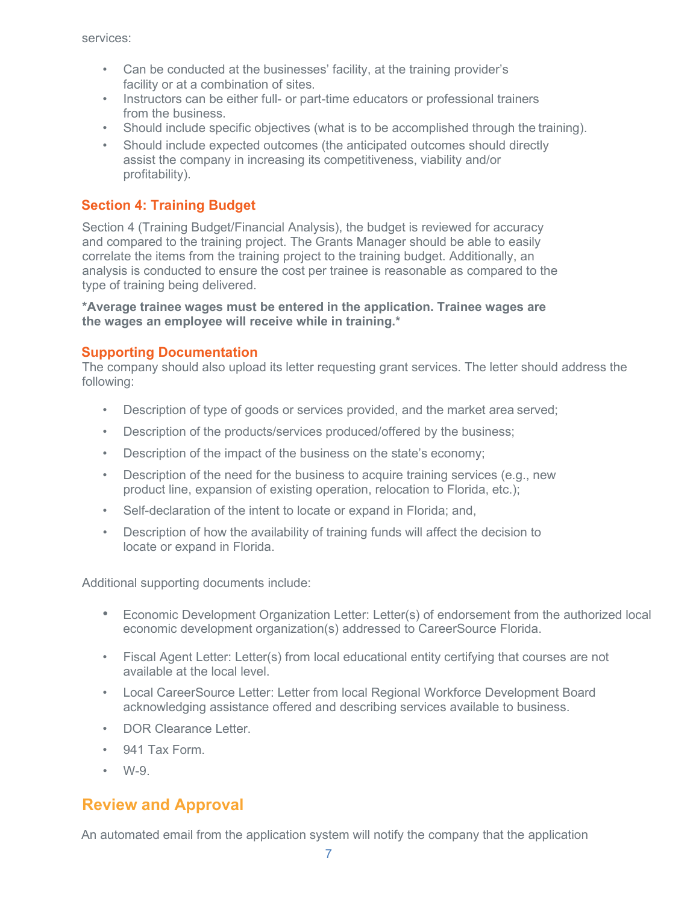services:

- Can be conducted at the businesses' facility, at the training provider's facility or at a combination of sites.
- Instructors can be either full- or part-time educators or professional trainers from the business.
- Should include specific objectives (what is to be accomplished through the training).
- Should include expected outcomes (the anticipated outcomes should directly assist the company in increasing its competitiveness, viability and/or profitability).

### Section 4: Training Budget

Section 4 (Training Budget/Financial Analysis), the budget is reviewed for accuracy and compared to the training project. The Grants Manager should be able to easily correlate the items from the training project to the training budget. Additionally, an analysis is conducted to ensure the cost per trainee is reasonable as compared to the type of training being delivered.

***Average trainee wages must be entered in the application. Trainee wages are the wages an employee will receive while in training.***

### Supporting Documentation

The company should also upload its letter requesting grant services. The letter should address the following:

- Description of type of goods or services provided, and the market area served;
- Description of the products/services produced/offered by the business;
- Description of the impact of the business on the state's economy;
- Description of the need for the business to acquire training services (e.g., new product line, expansion of existing operation, relocation to Florida, etc.);
- Self-declaration of the intent to locate or expand in Florida; and,
- Description of how the availability of training funds will affect the decision to locate or expand in Florida.

Additional supporting documents include:

- Economic Development Organization Letter: Letter(s) of endorsement from the authorized local economic development organization(s) addressed to CareerSource Florida.
- Fiscal Agent Letter: Letter(s) from local educational entity certifying that courses are not available at the local level.
- Local CareerSource Letter: Letter from local Regional Workforce Development Board acknowledging assistance offered and describing services available to business.
- DOR Clearance Letter.
- 941 Tax Form.
- W-9.

## Review and Approval

An automated email from the application system will notify the company that the application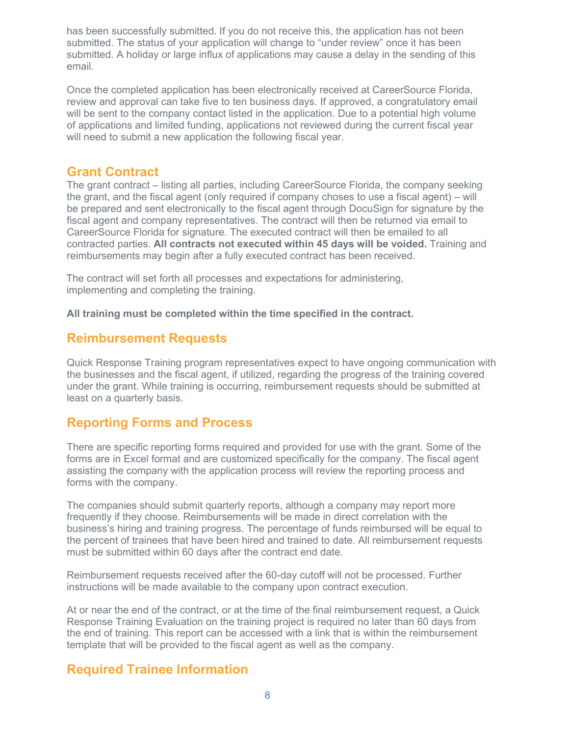has been successfully submitted. If you do not receive this, the application has not been submitted. The status of your application will change to “under review” once it has been submitted. A holiday or large influx of applications may cause a delay in the sending of this email.

Once the completed application has been electronically received at CareerSource Florida, review and approval can take five to ten business days. If approved, a congratulatory email will be sent to the company contact listed in the application. Due to a potential high volume of applications and limited funding, applications not reviewed during the current fiscal year will need to submit a new application the following fiscal year.

## Grant Contract

The grant contract – listing all parties, including CareerSource Florida, the company seeking the grant, and the fiscal agent (only required if company choses to use a fiscal agent) – will be prepared and sent electronically to the fiscal agent through DocuSign for signature by the fiscal agent and company representatives. The contract will then be returned via email to CareerSource Florida for signature. The executed contract will then be emailed to all contracted parties. **All contracts not executed within 45 days will be voided.** Training and reimbursements may begin after a fully executed contract has been received.

The contract will set forth all processes and expectations for administering, implementing and completing the training.

**All training must be completed within the time specified in the contract.**

## Reimbursement Requests

Quick Response Training program representatives expect to have ongoing communication with the businesses and the fiscal agent, if utilized, regarding the progress of the training covered under the grant. While training is occurring, reimbursement requests should be submitted at least on a quarterly basis.

## Reporting Forms and Process

There are specific reporting forms required and provided for use with the grant. Some of the forms are in Excel format and are customized specifically for the company. The fiscal agent assisting the company with the application process will review the reporting process and forms with the company.

The companies should submit quarterly reports, although a company may report more frequently if they choose. Reimbursements will be made in direct correlation with the business’s hiring and training progress. The percentage of funds reimbursed will be equal to the percent of trainees that have been hired and trained to date. All reimbursement requests must be submitted within 60 days after the contract end date.

Reimbursement requests received after the 60-day cutoff will not be processed. Further instructions will be made available to the company upon contract execution.

At or near the end of the contract, or at the time of the final reimbursement request, a Quick Response Training Evaluation on the training project is required no later than 60 days from the end of training. This report can be accessed with a link that is within the reimbursement template that will be provided to the fiscal agent as well as the company.

## Required Trainee Information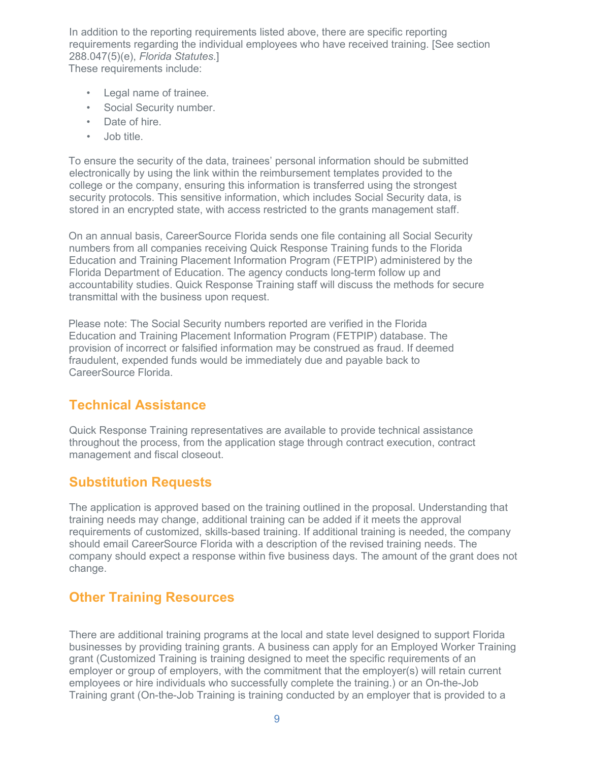In addition to the reporting requirements listed above, there are specific reporting requirements regarding the individual employees who have received training. [See section 288.047(5)(e), *Florida Statutes*.]
These requirements include:

- Legal name of trainee.
- Social Security number.
- Date of hire.
- Job title.

To ensure the security of the data, trainees' personal information should be submitted electronically by using the link within the reimbursement templates provided to the college or the company, ensuring this information is transferred using the strongest security protocols. This sensitive information, which includes Social Security data, is stored in an encrypted state, with access restricted to the grants management staff.

On an annual basis, CareerSource Florida sends one file containing all Social Security numbers from all companies receiving Quick Response Training funds to the Florida Education and Training Placement Information Program (FETPIP) administered by the Florida Department of Education. The agency conducts long-term follow up and accountability studies. Quick Response Training staff will discuss the methods for secure transmittal with the business upon request.

Please note: The Social Security numbers reported are verified in the Florida Education and Training Placement Information Program (FETPIP) database. The provision of incorrect or falsified information may be construed as fraud. If deemed fraudulent, expended funds would be immediately due and payable back to CareerSource Florida.

## Technical Assistance

Quick Response Training representatives are available to provide technical assistance throughout the process, from the application stage through contract execution, contract management and fiscal closeout.

## Substitution Requests

The application is approved based on the training outlined in the proposal. Understanding that training needs may change, additional training can be added if it meets the approval requirements of customized, skills-based training. If additional training is needed, the company should email CareerSource Florida with a description of the revised training needs. The company should expect a response within five business days. The amount of the grant does not change.

## Other Training Resources

There are additional training programs at the local and state level designed to support Florida businesses by providing training grants. A business can apply for an Employed Worker Training grant (Customized Training is training designed to meet the specific requirements of an employer or group of employers, with the commitment that the employer(s) will retain current employees or hire individuals who successfully complete the training.) or an On-the-Job Training grant (On-the-Job Training is training conducted by an employer that is provided to a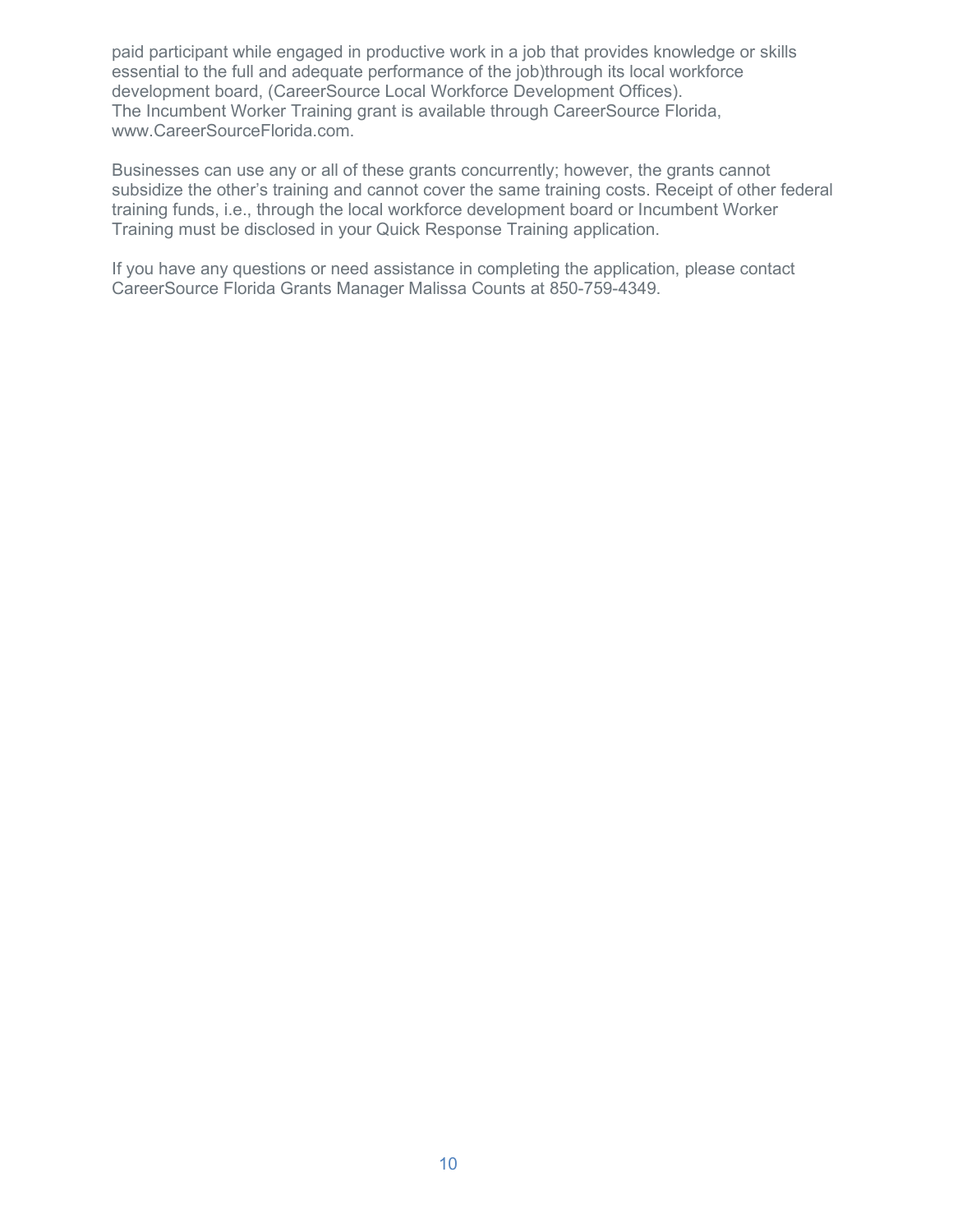paid participant while engaged in productive work in a job that provides knowledge or skills essential to the full and adequate performance of the job)through its local workforce development board, (CareerSource Local Workforce Development Offices).
The Incumbent Worker Training grant is available through CareerSource Florida, www.CareerSourceFlorida.com.

Businesses can use any or all of these grants concurrently; however, the grants cannot subsidize the other's training and cannot cover the same training costs. Receipt of other federal training funds, i.e., through the local workforce development board or Incumbent Worker Training must be disclosed in your Quick Response Training application.

If you have any questions or need assistance in completing the application, please contact CareerSource Florida Grants Manager Malissa Counts at 850-759-4349.